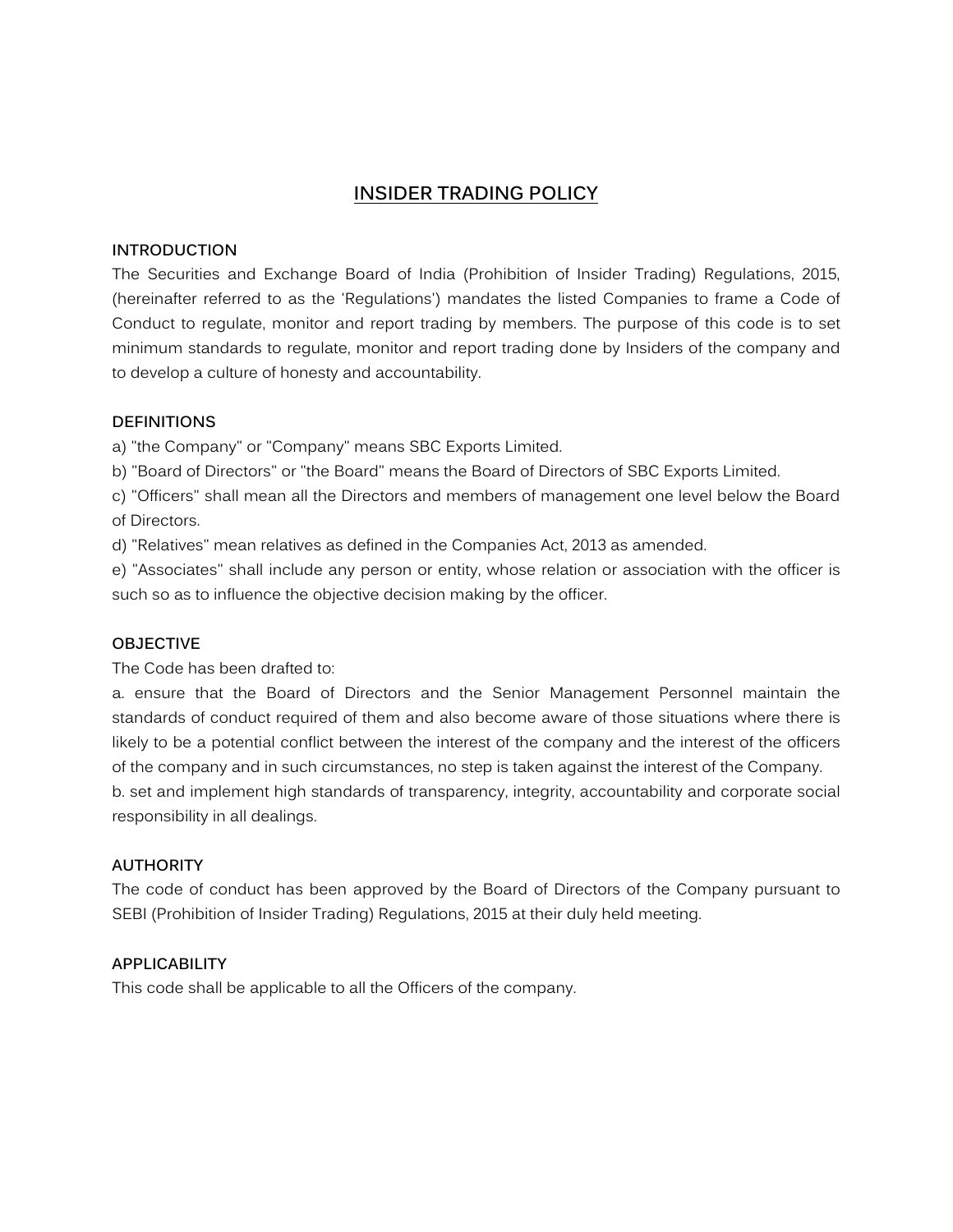# INSIDER TRADING POLICY

## INTRODUCTION

The Securities and Exchange Board of India (Prohibition of Insider Trading) Regulations, 2015, (hereinafter referred to as the 'Regulations') mandates the listed Companies to frame a Code of Conduct to regulate, monitor and report trading by members. The purpose of this code is to set minimum standards to regulate, monitor and report trading done by Insiders of the company and to develop a culture of honesty and accountability.

## DEFINITIONS

a) "the Company" or "Company" means SBC Exports Limited.

b) "Board of Directors" or "the Board" means the Board of Directors of SBC Exports Limited.

c) "Officers" shall mean all the Directors and members of management one level below the Board of Directors.

d) "Relatives" mean relatives as defined in the Companies Act, 2013 as amended.

e) "Associates" shall include any person or entity, whose relation or association with the officer is such so as to influence the objective decision making by the officer.

## OBJECTIVE

The Code has been drafted to:

a. ensure that the Board of Directors and the Senior Management Personnel maintain the standards of conduct required of them and also become aware of those situations where there is likely to be a potential conflict between the interest of the company and the interest of the officers of the company and in such circumstances, no step is taken against the interest of the Company.

b. set and implement high standards of transparency, integrity, accountability and corporate social responsibility in all dealings.

## AUTHORITY

The code of conduct has been approved by the Board of Directors of the Company pursuant to SEBI (Prohibition of Insider Trading) Regulations, 2015 at their duly held meeting.

## APPLICABILITY

This code shall be applicable to all the Officers of the company.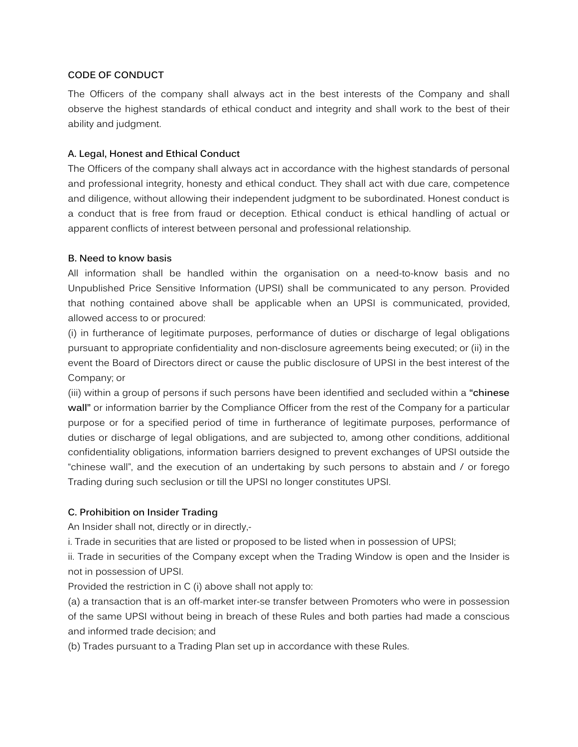**CODE OF CONDUCT**

The Officers of the company shall always act in the best interests of the Company and shall observe the highest standards of ethical conduct and integrity and shall work to the best of their ability and judgment.

**A. Legal, Honest and Ethical Conduct**

The Officers of the company shall always act in accordance with the highest standards of personal and professional integrity, honesty and ethical conduct. They shall act with due care, competence and diligence, without allowing their independent judgment to be subordinated. Honest conduct is a conduct that is free from fraud or deception. Ethical conduct is ethical handling of actual or apparent conflicts of interest between personal and professional relationship.

**B. Need to know basis**

All information shall be handled within the organisation on a need-to-know basis and no Unpublished Price Sensitive Information (UPSI) shall be communicated to any person. Provided that nothing contained above shall be applicable when an UPSI is communicated, provided, allowed access to or procured:

(i) in furtherance of legitimate purposes, performance of duties or discharge of legal obligations pursuant to appropriate confidentiality and non-disclosure agreements being executed; or (ii) in the event the Board of Directors direct or cause the public disclosure of UPSI in the best interest of the Company; or

(iii) within a group of persons if such persons have been identified and secluded within a **"chinese wall"** or information barrier by the Compliance Officer from the rest of the Company for a particular purpose or for a specified period of time in furtherance of legitimate purposes, performance of duties or discharge of legal obligations, and are subjected to, among other conditions, additional confidentiality obligations, information barriers designed to prevent exchanges of UPSI outside the "chinese wall", and the execution of an undertaking by such persons to abstain and / or forego Trading during such seclusion or till the UPSI no longer constitutes UPSI.

**C. Prohibition on Insider Trading**

An Insider shall not, directly or in directly,-

i. Trade in securities that are listed or proposed to be listed when in possession of UPSI;

ii. Trade in securities of the Company except when the Trading Window is open and the Insider is not in possession of UPSI.

Provided the restriction in C (i) above shall not apply to:

(a) a transaction that is an off-market inter-se transfer between Promoters who were in possession of the same UPSI without being in breach of these Rules and both parties had made a conscious and informed trade decision; and

(b) Trades pursuant to a Trading Plan set up in accordance with these Rules.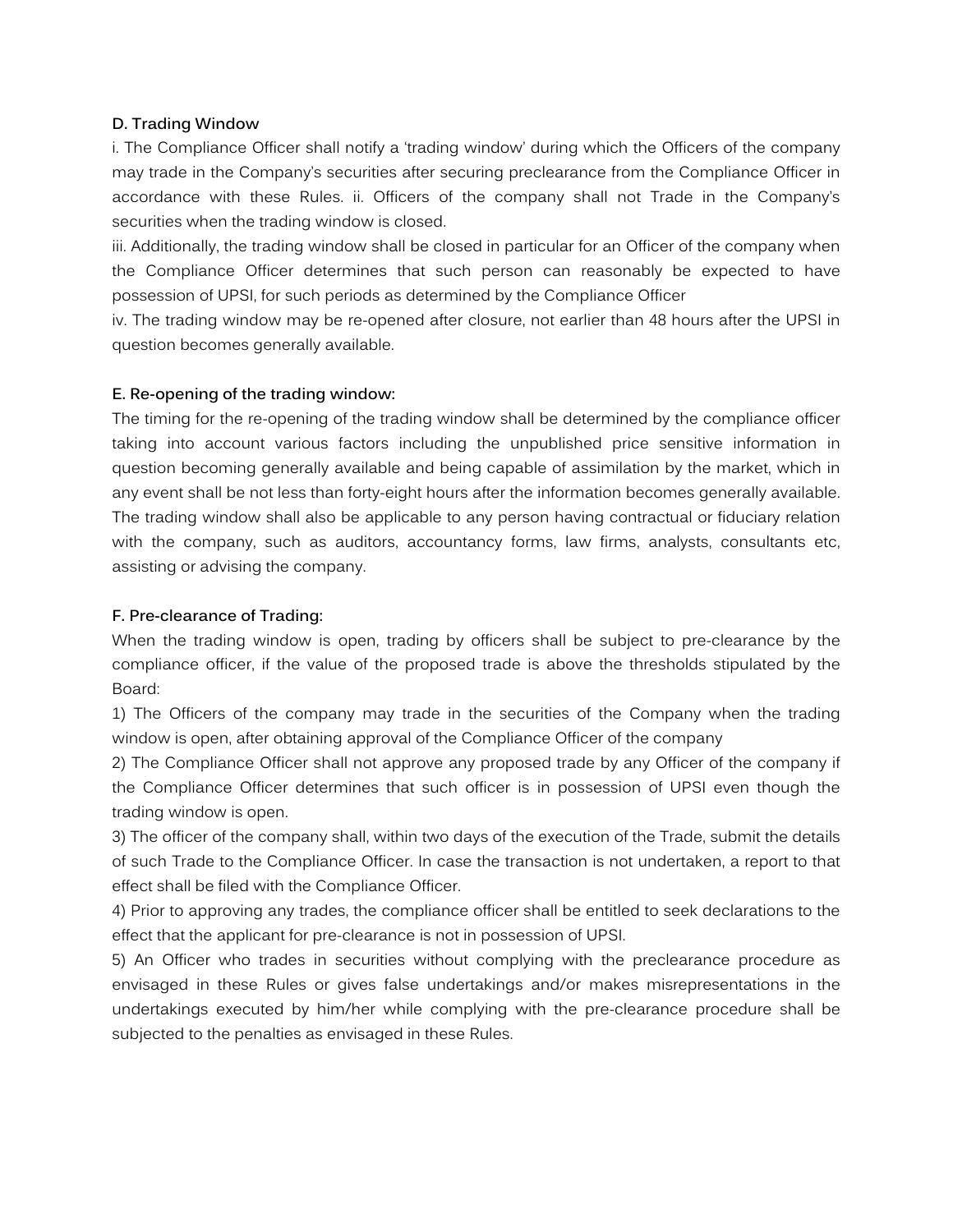**D. Trading Window**

i. The Compliance Officer shall notify a 'trading window' during which the Officers of the company may trade in the Company's securities after securing preclearance from the Compliance Officer in accordance with these Rules. ii. Officers of the company shall not Trade in the Company's securities when the trading window is closed.

iii. Additionally, the trading window shall be closed in particular for an Officer of the company when the Compliance Officer determines that such person can reasonably be expected to have possession of UPSI, for such periods as determined by the Compliance Officer

iv. The trading window may be re-opened after closure, not earlier than 48 hours after the UPSI in question becomes generally available.

**E. Re-opening of the trading window:**

The timing for the re-opening of the trading window shall be determined by the compliance officer taking into account various factors including the unpublished price sensitive information in question becoming generally available and being capable of assimilation by the market, which in any event shall be not less than forty-eight hours after the information becomes generally available. The trading window shall also be applicable to any person having contractual or fiduciary relation with the company, such as auditors, accountancy forms, law firms, analysts, consultants etc, assisting or advising the company.

**F. Pre-clearance of Trading:**

When the trading window is open, trading by officers shall be subject to pre-clearance by the compliance officer, if the value of the proposed trade is above the thresholds stipulated by the Board:

1) The Officers of the company may trade in the securities of the Company when the trading window is open, after obtaining approval of the Compliance Officer of the company

2) The Compliance Officer shall not approve any proposed trade by any Officer of the company if the Compliance Officer determines that such officer is in possession of UPSI even though the trading window is open.

3) The officer of the company shall, within two days of the execution of the Trade, submit the details of such Trade to the Compliance Officer. In case the transaction is not undertaken, a report to that effect shall be filed with the Compliance Officer.

4) Prior to approving any trades, the compliance officer shall be entitled to seek declarations to the effect that the applicant for pre-clearance is not in possession of UPSI.

5) An Officer who trades in securities without complying with the preclearance procedure as envisaged in these Rules or gives false undertakings and/or makes misrepresentations in the undertakings executed by him/her while complying with the pre-clearance procedure shall be subjected to the penalties as envisaged in these Rules.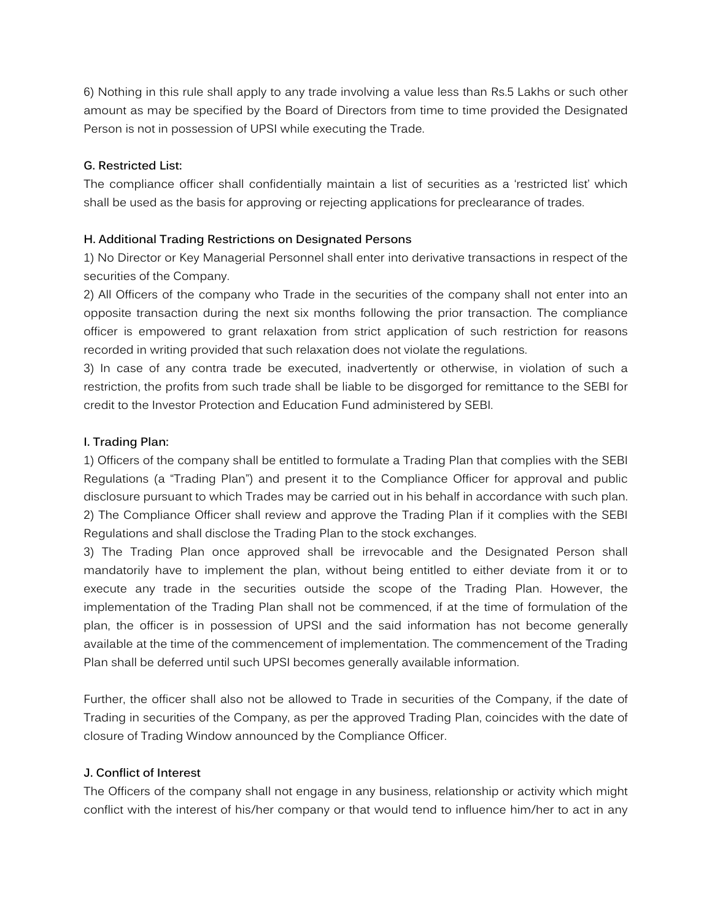6) Nothing in this rule shall apply to any trade involving a value less than Rs.5 Lakhs or such other amount as may be specified by the Board of Directors from time to time provided the Designated Person is not in possession of UPSI while executing the Trade.

**G. Restricted List:**

The compliance officer shall confidentially maintain a list of securities as a 'restricted list' which shall be used as the basis for approving or rejecting applications for preclearance of trades.

**H. Additional Trading Restrictions on Designated Persons**

1) No Director or Key Managerial Personnel shall enter into derivative transactions in respect of the securities of the Company.

2) All Officers of the company who Trade in the securities of the company shall not enter into an opposite transaction during the next six months following the prior transaction. The compliance officer is empowered to grant relaxation from strict application of such restriction for reasons recorded in writing provided that such relaxation does not violate the regulations.

3) In case of any contra trade be executed, inadvertently or otherwise, in violation of such a restriction, the profits from such trade shall be liable to be disgorged for remittance to the SEBI for credit to the Investor Protection and Education Fund administered by SEBI.

**I. Trading Plan:**

1) Officers of the company shall be entitled to formulate a Trading Plan that complies with the SEBI Regulations (a "Trading Plan") and present it to the Compliance Officer for approval and public disclosure pursuant to which Trades may be carried out in his behalf in accordance with such plan.

2) The Compliance Officer shall review and approve the Trading Plan if it complies with the SEBI Regulations and shall disclose the Trading Plan to the stock exchanges.

3) The Trading Plan once approved shall be irrevocable and the Designated Person shall mandatorily have to implement the plan, without being entitled to either deviate from it or to execute any trade in the securities outside the scope of the Trading Plan. However, the implementation of the Trading Plan shall not be commenced, if at the time of formulation of the plan, the officer is in possession of UPSI and the said information has not become generally available at the time of the commencement of implementation. The commencement of the Trading Plan shall be deferred until such UPSI becomes generally available information.

Further, the officer shall also not be allowed to Trade in securities of the Company, if the date of Trading in securities of the Company, as per the approved Trading Plan, coincides with the date of closure of Trading Window announced by the Compliance Officer.

**J. Conflict of Interest**

The Officers of the company shall not engage in any business, relationship or activity which might conflict with the interest of his/her company or that would tend to influence him/her to act in any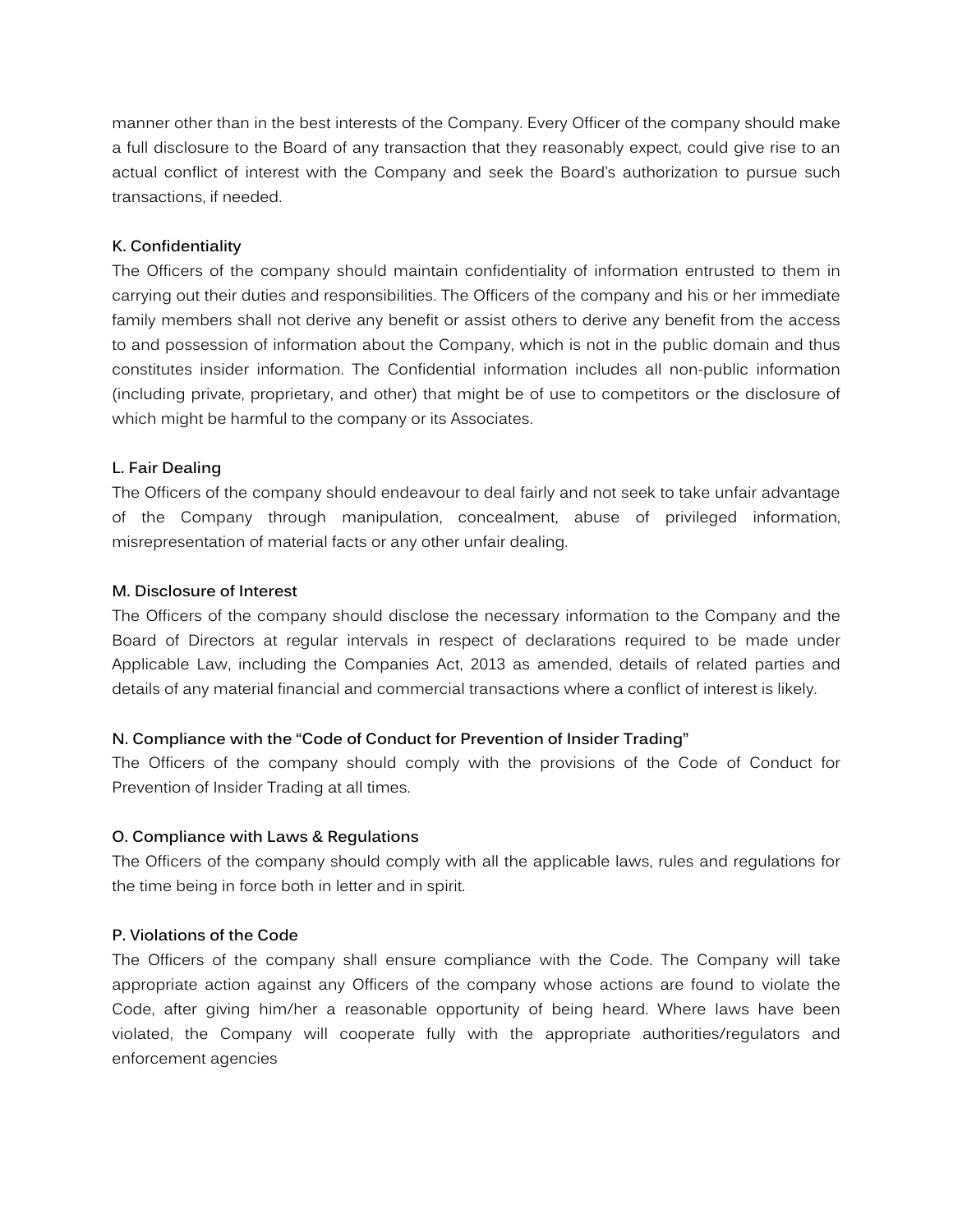manner other than in the best interests of the Company. Every Officer of the company should make a full disclosure to the Board of any transaction that they reasonably expect, could give rise to an actual conflict of interest with the Company and seek the Board's authorization to pursue such transactions, if needed.

**K. Confidentiality**

The Officers of the company should maintain confidentiality of information entrusted to them in carrying out their duties and responsibilities. The Officers of the company and his or her immediate family members shall not derive any benefit or assist others to derive any benefit from the access to and possession of information about the Company, which is not in the public domain and thus constitutes insider information. The Confidential information includes all non-public information (including private, proprietary, and other) that might be of use to competitors or the disclosure of which might be harmful to the company or its Associates.

**L. Fair Dealing**

The Officers of the company should endeavour to deal fairly and not seek to take unfair advantage of the Company through manipulation, concealment, abuse of privileged information, misrepresentation of material facts or any other unfair dealing.

**M. Disclosure of Interest**

The Officers of the company should disclose the necessary information to the Company and the Board of Directors at regular intervals in respect of declarations required to be made under Applicable Law, including the Companies Act, 2013 as amended, details of related parties and details of any material financial and commercial transactions where a conflict of interest is likely.

**N. Compliance with the "Code of Conduct for Prevention of Insider Trading"**

The Officers of the company should comply with the provisions of the Code of Conduct for Prevention of Insider Trading at all times.

**O. Compliance with Laws & Regulations**

The Officers of the company should comply with all the applicable laws, rules and regulations for the time being in force both in letter and in spirit.

**P. Violations of the Code**

The Officers of the company shall ensure compliance with the Code. The Company will take appropriate action against any Officers of the company whose actions are found to violate the Code, after giving him/her a reasonable opportunity of being heard. Where laws have been violated, the Company will cooperate fully with the appropriate authorities/regulators and enforcement agencies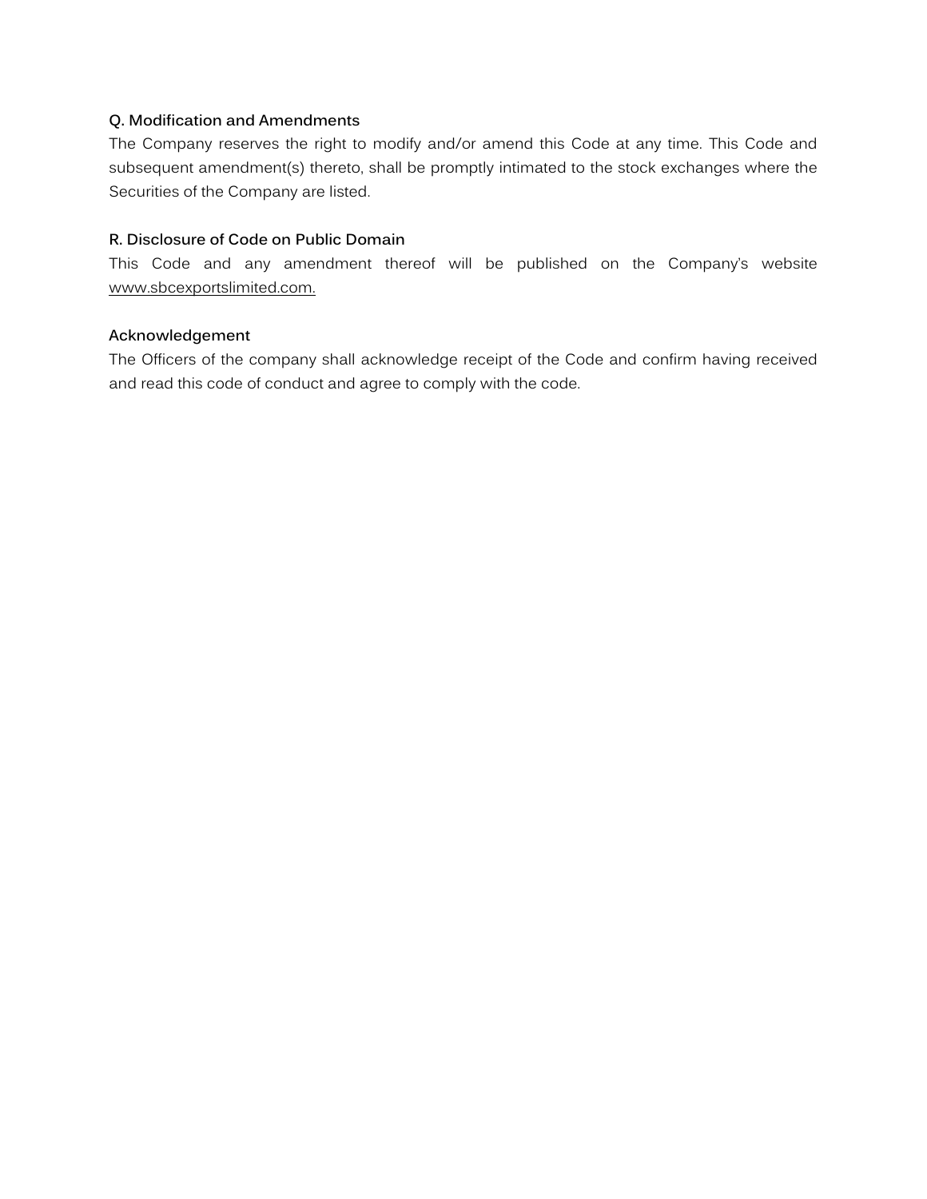### Q. Modification and Amendments

The Company reserves the right to modify and/or amend this Code at any time. This Code and subsequent amendment(s) thereto, shall be promptly intimated to the stock exchanges where the Securities of the Company are listed.

### R. Disclosure of Code on Public Domain

This Code and any amendment thereof will be published on the Company's website www.sbcexportslimited.com.

### Acknowledgement

The Officers of the company shall acknowledge receipt of the Code and confirm having received and read this code of conduct and agree to comply with the code.